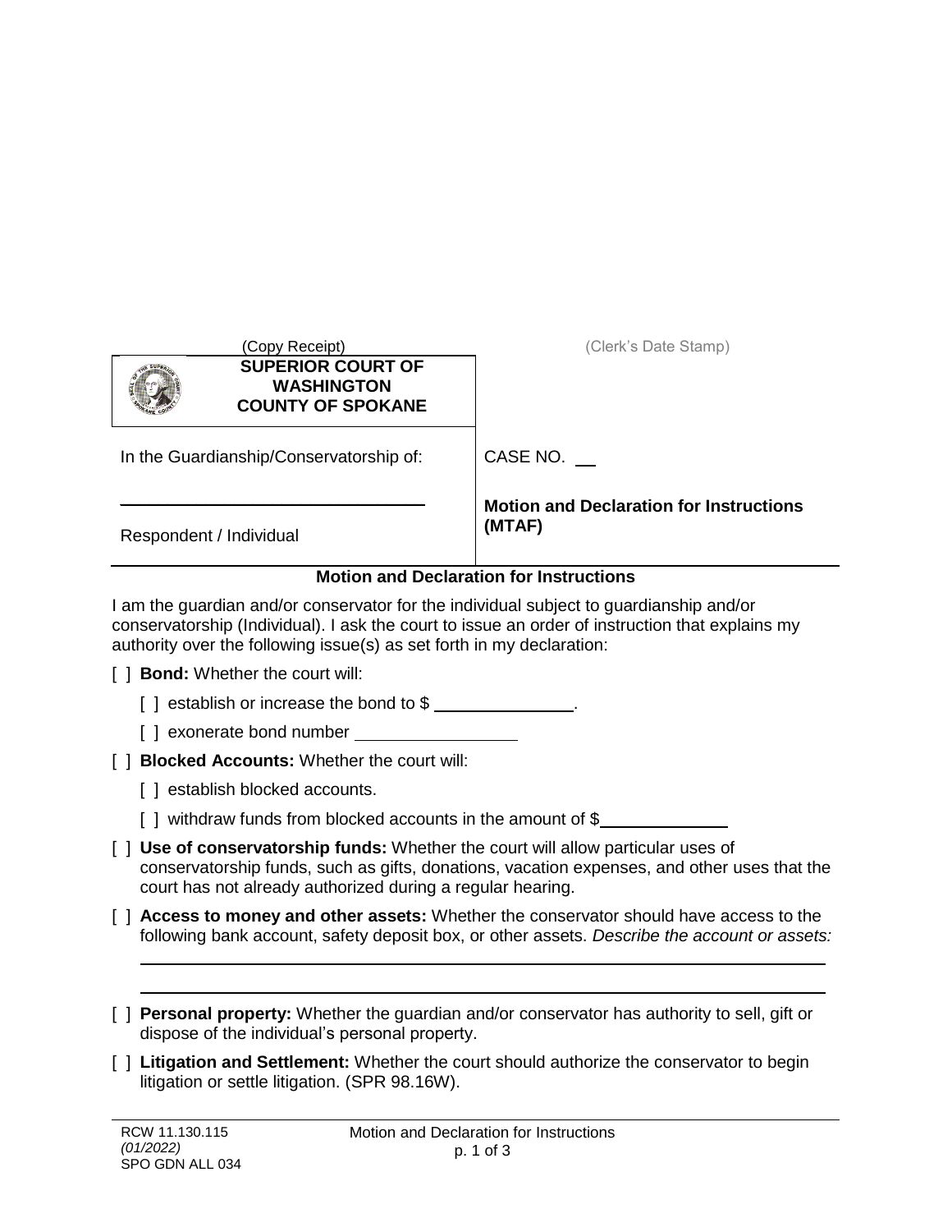(Copy Receipt) (Clerk's Date Stamp)

**SUPERIOR COURT OF WASHINGTON COUNTY OF SPOKANE**

| In the Guardianship/Conservatorship of: | CASE NO. ___ |
| --- | --- |
| ______________________________ Respondent / Individual | **Motion and Declaration for Instructions (MTAF)** |

## Motion and Declaration for Instructions

I am the guardian and/or conservator for the individual subject to guardianship and/or conservatorship (Individual). I ask the court to issue an order of instruction that explains my authority over the following issue(s) as set forth in my declaration:

[ ] **Bond:** Whether the court will:

- [ ] establish or increase the bond to $ ______________.
- [ ] exonerate bond number ________________

[ ] **Blocked Accounts:** Whether the court will:

- [ ] establish blocked accounts.
- [ ] withdraw funds from blocked accounts in the amount of $____________

[ ] **Use of conservatorship funds:** Whether the court will allow particular uses of conservatorship funds, such as gifts, donations, vacation expenses, and other uses that the court has not already authorized during a regular hearing.

[ ] **Access to money and other assets:** Whether the conservator should have access to the following bank account, safety deposit box, or other assets. *Describe the account or assets:*

______________________________________________________________________

______________________________________________________________________

[ ] **Personal property:** Whether the guardian and/or conservator has authority to sell, gift or dispose of the individual's personal property.

[ ] **Litigation and Settlement:** Whether the court should authorize the conservator to begin litigation or settle litigation. (SPR 98.16W).

RCW 11.130.115
*(01/2022)*
SPO GDN ALL 034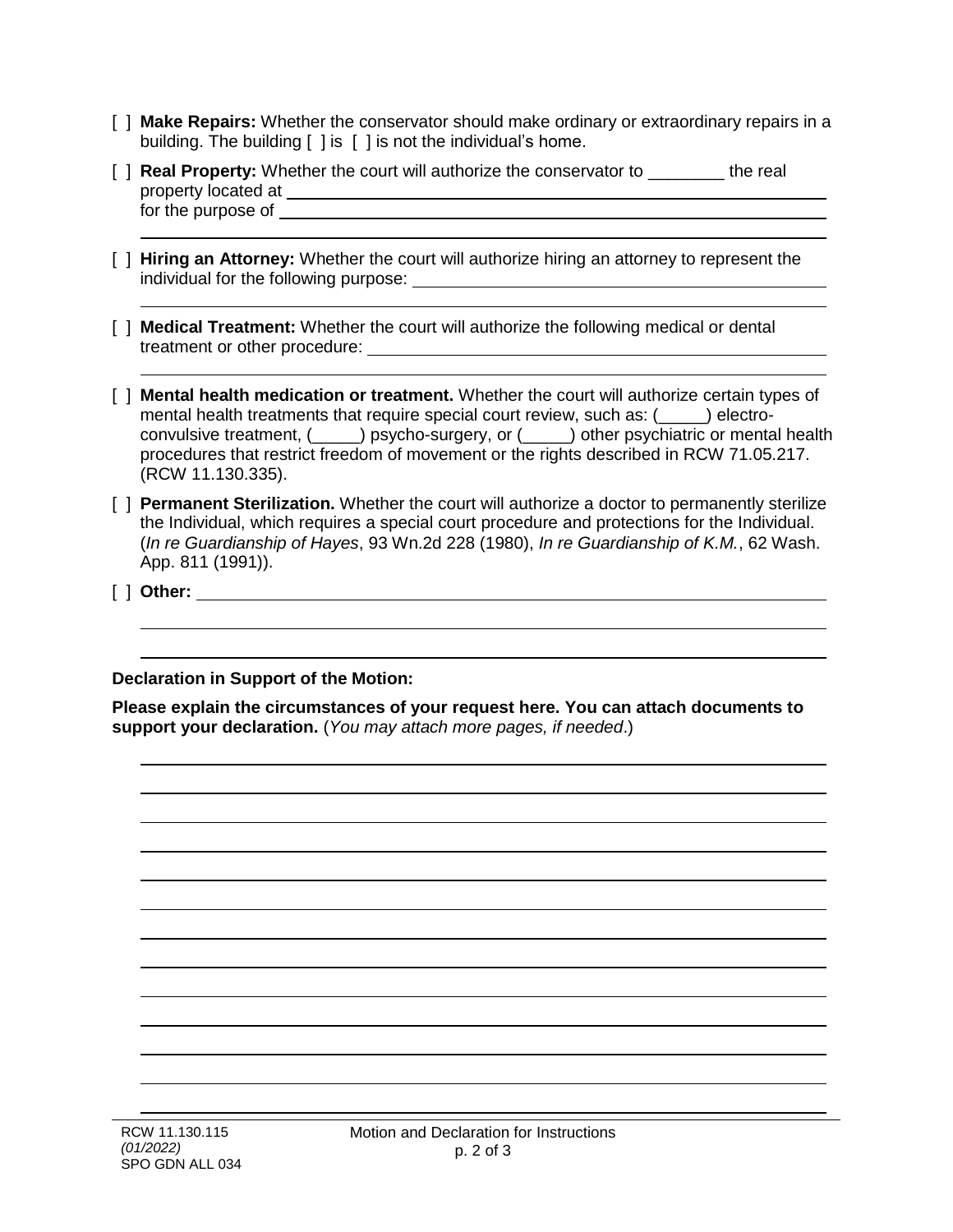[ ] **Make Repairs:** Whether the conservator should make ordinary or extraordinary repairs in a building. The building [ ] is [ ] is not the individual's home.

[ ] **Real Property:** Whether the court will authorize the conservator to ________ the real property located at ______________________________________________
for the purpose of ______________________________________________
______________________________________________

[ ] **Hiring an Attorney:** Whether the court will authorize hiring an attorney to represent the individual for the following purpose: ______________________________________________
______________________________________________

[ ] **Medical Treatment:** Whether the court will authorize the following medical or dental treatment or other procedure: ______________________________________________
______________________________________________

[ ] **Mental health medication or treatment.** Whether the court will authorize certain types of mental health treatments that require special court review, such as: (_____) electro-convulsive treatment, (_____) psycho-surgery, or (_____) other psychiatric or mental health procedures that restrict freedom of movement or the rights described in RCW 71.05.217. (RCW 11.130.335).

[ ] **Permanent Sterilization.** Whether the court will authorize a doctor to permanently sterilize the Individual, which requires a special court procedure and protections for the Individual. (*In re Guardianship of Hayes*, 93 Wn.2d 228 (1980), *In re Guardianship of K.M.*, 62 Wash. App. 811 (1991)).

[ ] **Other:** ______________________________________________
______________________________________________
______________________________________________

**Declaration in Support of the Motion:**

**Please explain the circumstances of your request here. You can attach documents to support your declaration.** (*You may attach more pages, if needed*.)

______________________________________________
______________________________________________
______________________________________________
______________________________________________
______________________________________________
______________________________________________
______________________________________________
______________________________________________
______________________________________________
______________________________________________
______________________________________________
______________________________________________
______________________________________________

RCW 11.130.115
*(01/2022)*
SPO GDN ALL 034

Motion and Declaration for Instructions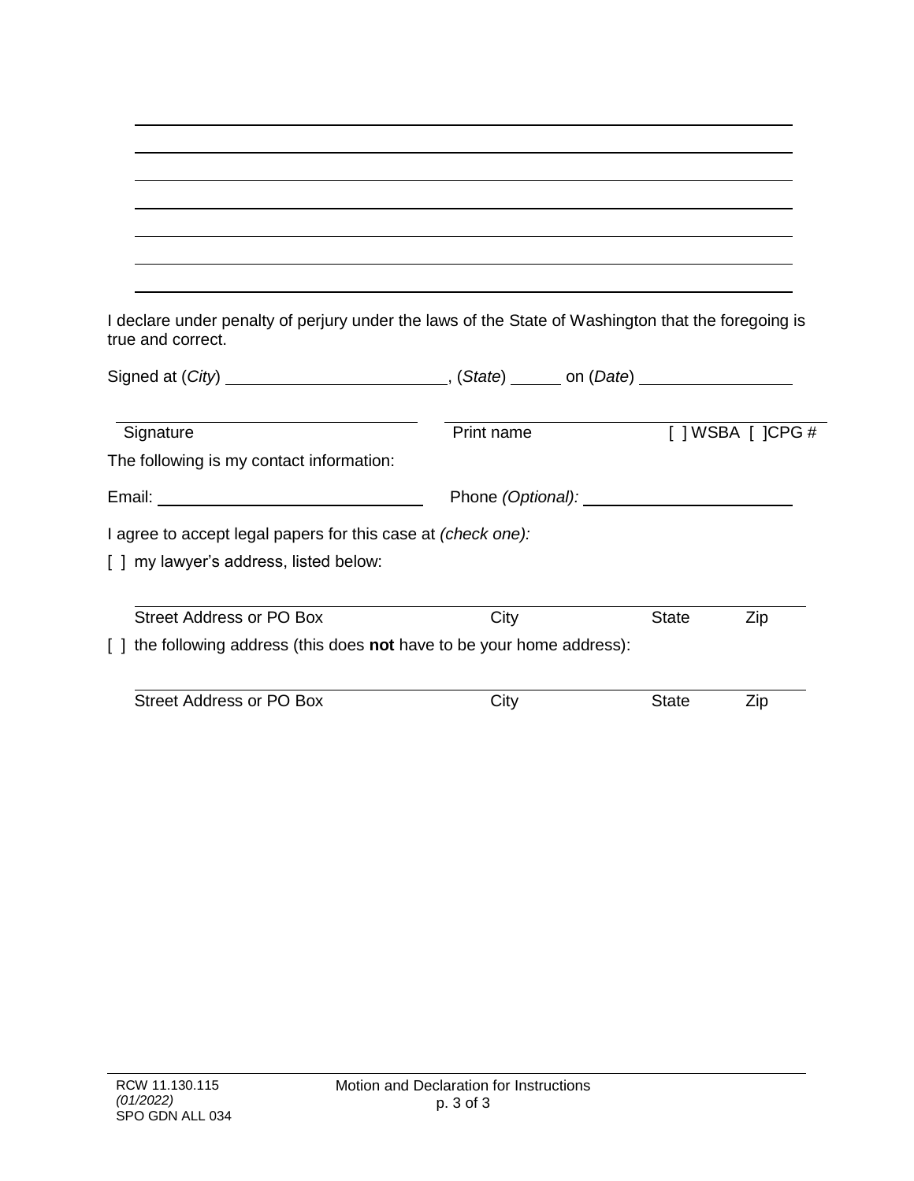______________________________________________________________________

______________________________________________________________________

______________________________________________________________________

______________________________________________________________________

______________________________________________________________________

______________________________________________________________________

______________________________________________________________________

I declare under penalty of perjury under the laws of the State of Washington that the foregoing is true and correct.

Signed at (*City*) ________________________, (*State*) ______ on (*Date*) ________________

| | | |
|---|---|---|
| Signature | Print name | [ ] WSBA [ ]CPG # |

The following is my contact information:

Email: ____________________________ Phone *(Optional):* ______________________

I agree to accept legal papers for this case at *(check one):*

[ ] my lawyer's address, listed below:

| | | | |
|---|---|---|---|
| Street Address or PO Box | City | State | Zip |

[ ] the following address (this does **not** have to be your home address):

| | | | |
|---|---|---|---|
| Street Address or PO Box | City | State | Zip |

RCW 11.130.115
*(01/2022)*
SPO GDN ALL 034

Motion and Declaration for Instructions